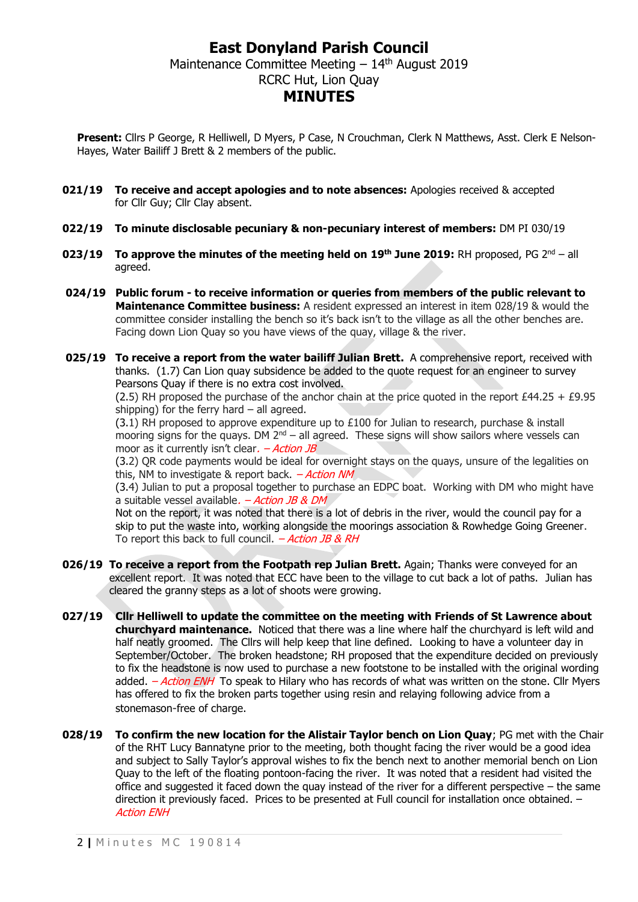# East Donyland Parish Council

Maintenance Committee Meeting – 14th August 2019

RCRC Hut, Lion Quay

## MINUTES

**Present:** Cllrs P George, R Helliwell, D Myers, P Case, N Crouchman, Clerk N Matthews, Asst. Clerk E Nelson-Hayes, Water Bailiff J Brett & 2 members of the public.

**021/19 To receive and accept apologies and to note absences:** Apologies received & accepted for Cllr Guy; Cllr Clay absent.

**022/19 To minute disclosable pecuniary & non-pecuniary interest of members:** DM PI 030/19

**023/19 To approve the minutes of the meeting held on 19th June 2019:** RH proposed, PG 2nd – all agreed.

**024/19 Public forum - to receive information or queries from members of the public relevant to Maintenance Committee business:** A resident expressed an interest in item 028/19 & would the committee consider installing the bench so it's back isn't to the village as all the other benches are. Facing down Lion Quay so you have views of the quay, village & the river.

**025/19 To receive a report from the water bailiff Julian Brett.** A comprehensive report, received with thanks. (1.7) Can Lion quay subsidence be added to the quote request for an engineer to survey Pearsons Quay if there is no extra cost involved.
(2.5) RH proposed the purchase of the anchor chain at the price quoted in the report £44.25 + £9.95 shipping) for the ferry hard – all agreed.
(3.1) RH proposed to approve expenditure up to £100 for Julian to research, purchase & install mooring signs for the quays. DM 2nd – all agreed. These signs will show sailors where vessels can moor as it currently isn't clear. *– Action JB*
(3.2) QR code payments would be ideal for overnight stays on the quays, unsure of the legalities on this, NM to investigate & report back. *– Action NM*
(3.4) Julian to put a proposal together to purchase an EDPC boat. Working with DM who might have a suitable vessel available. *– Action JB & DM*
Not on the report, it was noted that there is a lot of debris in the river, would the council pay for a skip to put the waste into, working alongside the moorings association & Rowhedge Going Greener. To report this back to full council. *– Action JB & RH*

**026/19 To receive a report from the Footpath rep Julian Brett.** Again; Thanks were conveyed for an excellent report. It was noted that ECC have been to the village to cut back a lot of paths. Julian has cleared the granny steps as a lot of shoots were growing.

**027/19 Cllr Helliwell to update the committee on the meeting with Friends of St Lawrence about churchyard maintenance.** Noticed that there was a line where half the churchyard is left wild and half neatly groomed. The Cllrs will help keep that line defined. Looking to have a volunteer day in September/October. The broken headstone; RH proposed that the expenditure decided on previously to fix the headstone is now used to purchase a new footstone to be installed with the original wording added. *– Action ENH* To speak to Hilary who has records of what was written on the stone. Cllr Myers has offered to fix the broken parts together using resin and relaying following advice from a stonemason-free of charge.

**028/19 To confirm the new location for the Alistair Taylor bench on Lion Quay**; PG met with the Chair of the RHT Lucy Bannatyne prior to the meeting, both thought facing the river would be a good idea and subject to Sally Taylor's approval wishes to fix the bench next to another memorial bench on Lion Quay to the left of the floating pontoon-facing the river. It was noted that a resident had visited the office and suggested it faced down the quay instead of the river for a different perspective – the same direction it previously faced. Prices to be presented at Full council for installation once obtained. – *Action ENH*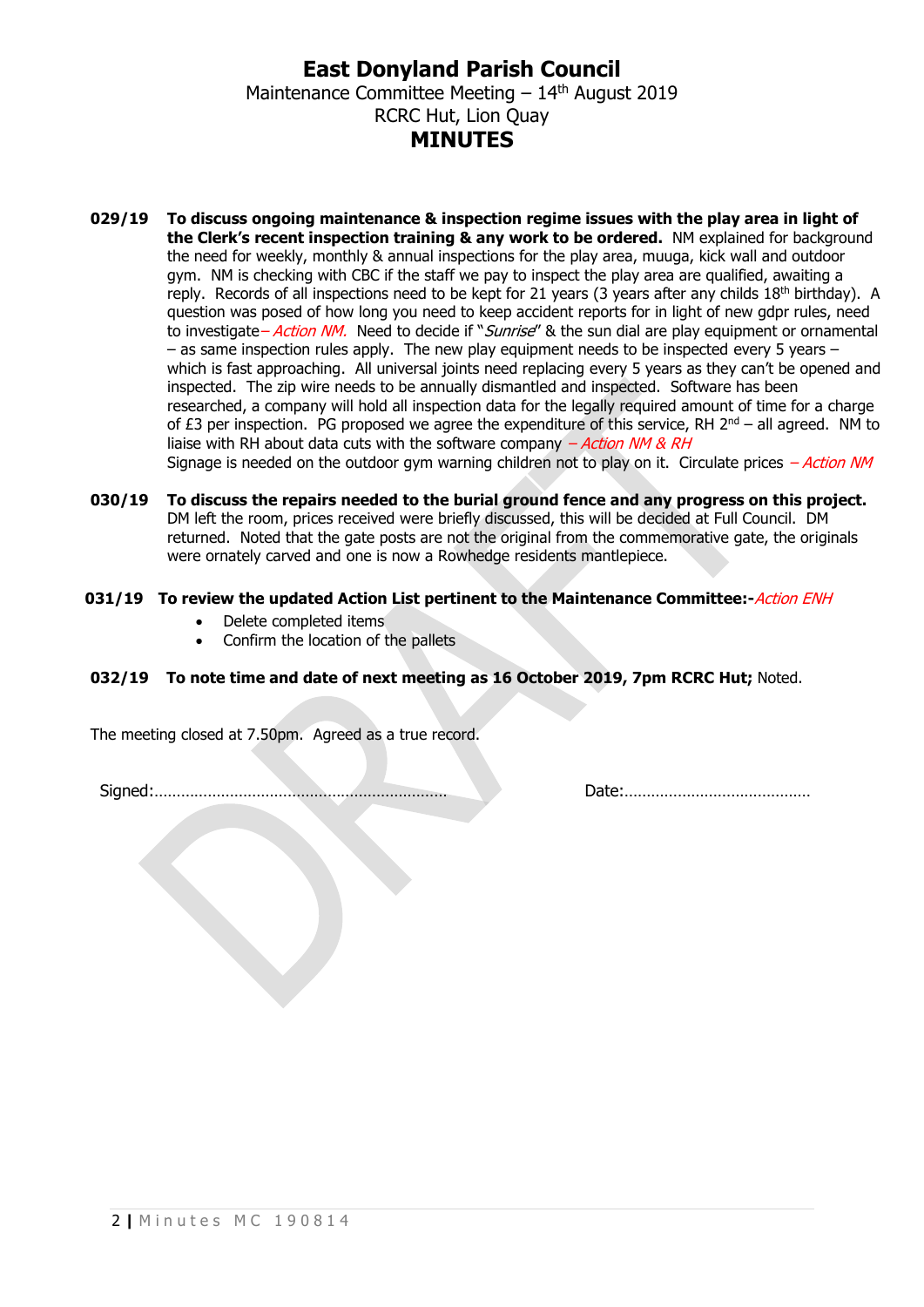# East Donyland Parish Council

Maintenance Committee Meeting – 14th August 2019

RCRC Hut, Lion Quay

## MINUTES

**029/19 To discuss ongoing maintenance & inspection regime issues with the play area in light of the Clerk's recent inspection training & any work to be ordered.** NM explained for background the need for weekly, monthly & annual inspections for the play area, muuga, kick wall and outdoor gym. NM is checking with CBC if the staff we pay to inspect the play area are qualified, awaiting a reply. Records of all inspections need to be kept for 21 years (3 years after any childs 18th birthday). A question was posed of how long you need to keep accident reports for in light of new gdpr rules, need to investigate*– Action NM.* Need to decide if "*Sunrise*" & the sun dial are play equipment or ornamental – as same inspection rules apply. The new play equipment needs to be inspected every 5 years – which is fast approaching. All universal joints need replacing every 5 years as they can't be opened and inspected. The zip wire needs to be annually dismantled and inspected. Software has been researched, a company will hold all inspection data for the legally required amount of time for a charge of £3 per inspection. PG proposed we agree the expenditure of this service, RH 2nd – all agreed. NM to liaise with RH about data cuts with the software company *– Action NM & RH*

Signage is needed on the outdoor gym warning children not to play on it. Circulate prices *– Action NM*

**030/19 To discuss the repairs needed to the burial ground fence and any progress on this project.** DM left the room, prices received were briefly discussed, this will be decided at Full Council. DM returned. Noted that the gate posts are not the original from the commemorative gate, the originals were ornately carved and one is now a Rowhedge residents mantlepiece.

**031/19 To review the updated Action List pertinent to the Maintenance Committee:-***Action ENH*

- Delete completed items
- Confirm the location of the pallets

**032/19 To note time and date of next meeting as 16 October 2019, 7pm RCRC Hut;** Noted.

The meeting closed at 7.50pm. Agreed as a true record.

Signed:…………………………………………………………… Date:……………………………………

DRAFT